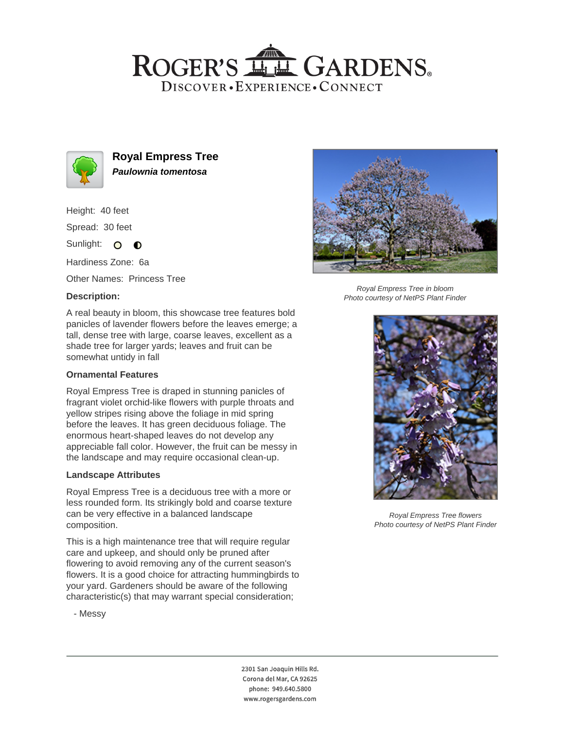# Royal Empress Tree

***Paulownia tomentosa***

Height: 40 feet

Spread: 30 feet

Sunlight:

Hardiness Zone: 6a

Other Names: Princess Tree

### Description:

A real beauty in bloom, this showcase tree features bold panicles of lavender flowers before the leaves emerge; a tall, dense tree with large, coarse leaves, excellent as a shade tree for larger yards; leaves and fruit can be somewhat untidy in fall

### Ornamental Features

Royal Empress Tree is draped in stunning panicles of fragrant violet orchid-like flowers with purple throats and yellow stripes rising above the foliage in mid spring before the leaves. It has green deciduous foliage. The enormous heart-shaped leaves do not develop any appreciable fall color. However, the fruit can be messy in the landscape and may require occasional clean-up.

### Landscape Attributes

Royal Empress Tree is a deciduous tree with a more or less rounded form. Its strikingly bold and coarse texture can be very effective in a balanced landscape composition.

This is a high maintenance tree that will require regular care and upkeep, and should only be pruned after flowering to avoid removing any of the current season's flowers. It is a good choice for attracting hummingbirds to your yard. Gardeners should be aware of the following characteristic(s) that may warrant special consideration;

- Messy

*Royal Empress Tree in bloom*
*Photo courtesy of NetPS Plant Finder*

*Royal Empress Tree flowers*
*Photo courtesy of NetPS Plant Finder*

2301 San Joaquin Hills Rd.
Corona del Mar, CA 92625
phone: 949.640.5800
www.rogersgardens.com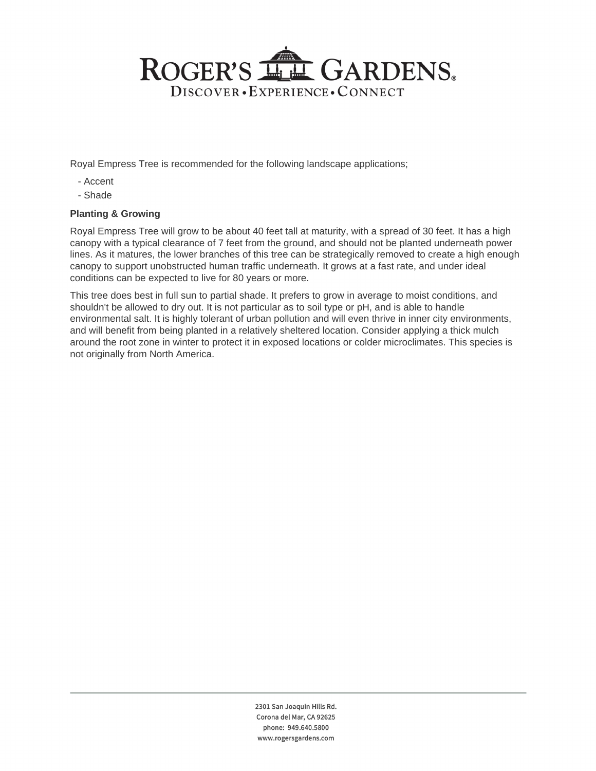Royal Empress Tree is recommended for the following landscape applications;

- Accent
- Shade

**Planting & Growing**

Royal Empress Tree will grow to be about 40 feet tall at maturity, with a spread of 30 feet. It has a high canopy with a typical clearance of 7 feet from the ground, and should not be planted underneath power lines. As it matures, the lower branches of this tree can be strategically removed to create a high enough canopy to support unobstructed human traffic underneath. It grows at a fast rate, and under ideal conditions can be expected to live for 80 years or more.

This tree does best in full sun to partial shade. It prefers to grow in average to moist conditions, and shouldn't be allowed to dry out. It is not particular as to soil type or pH, and is able to handle environmental salt. It is highly tolerant of urban pollution and will even thrive in inner city environments, and will benefit from being planted in a relatively sheltered location. Consider applying a thick mulch around the root zone in winter to protect it in exposed locations or colder microclimates. This species is not originally from North America.